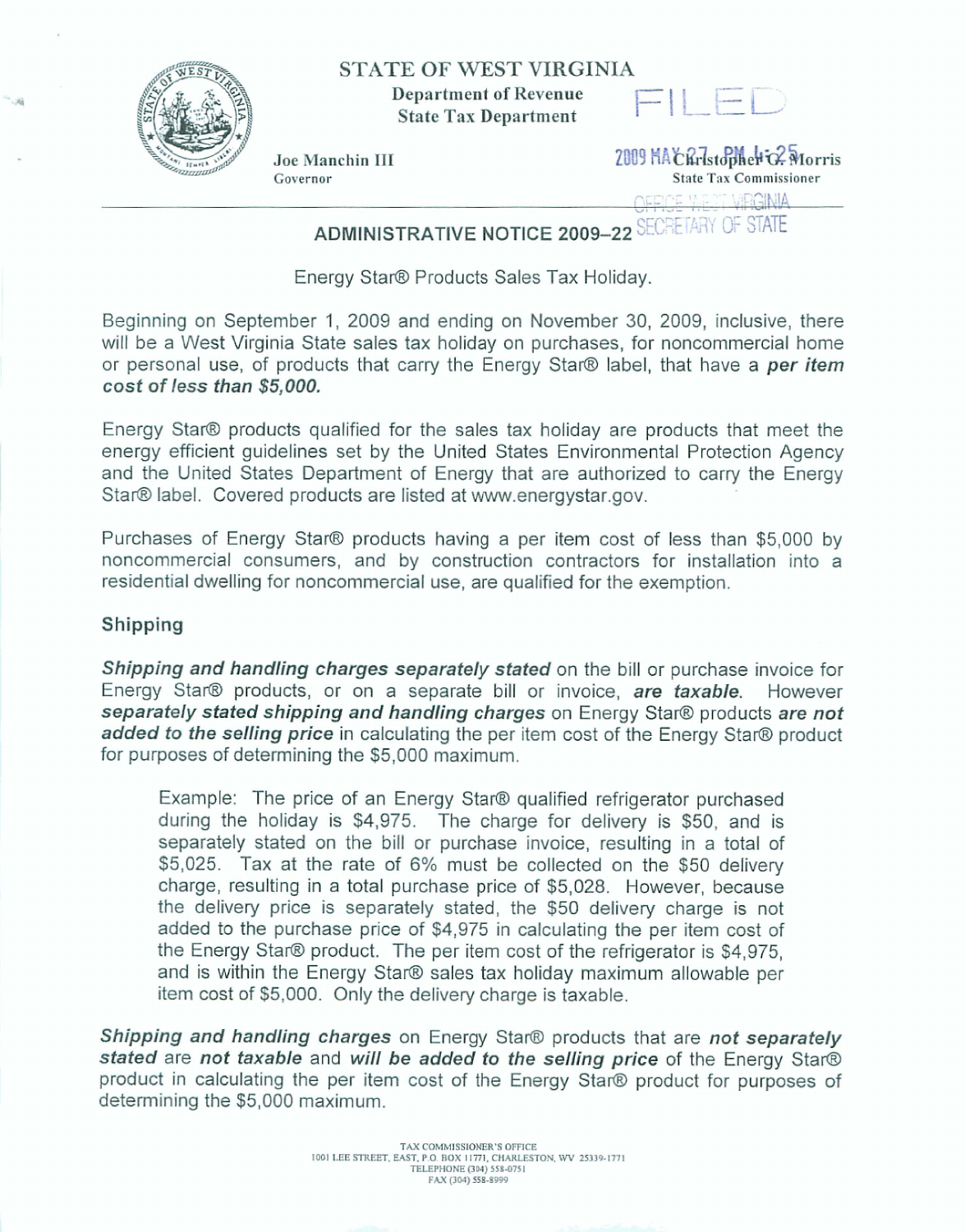STATE OF WEST VIRGINIA

Department of Revenue
State Tax Department

FILED

2009 MAY 27 PM 4:25

OFFICE WEST VIRGINIA
SECRETARY OF STATE

Joe Manchin III
Governor

Christopher G. Morris
State Tax Commissioner

## ADMINISTRATIVE NOTICE 2009–22

Energy Star® Products Sales Tax Holiday.

Beginning on September 1, 2009 and ending on November 30, 2009, inclusive, there will be a West Virginia State sales tax holiday on purchases, for noncommercial home or personal use, of products that carry the Energy Star® label, that have a ***per item cost of less than $5,000.***

Energy Star® products qualified for the sales tax holiday are products that meet the energy efficient guidelines set by the United States Environmental Protection Agency and the United States Department of Energy that are authorized to carry the Energy Star® label. Covered products are listed at www.energystar.gov.

Purchases of Energy Star® products having a per item cost of less than $5,000 by noncommercial consumers, and by construction contractors for installation into a residential dwelling for noncommercial use, are qualified for the exemption.

### Shipping

***Shipping and handling charges separately stated*** on the bill or purchase invoice for Energy Star® products, or on a separate bill or invoice, ***are taxable.*** However ***separately stated shipping and handling charges*** on Energy Star® products ***are not added to the selling price*** in calculating the per item cost of the Energy Star® product for purposes of determining the $5,000 maximum.

> Example: The price of an Energy Star® qualified refrigerator purchased during the holiday is $4,975. The charge for delivery is $50, and is separately stated on the bill or purchase invoice, resulting in a total of $5,025. Tax at the rate of 6% must be collected on the $50 delivery charge, resulting in a total purchase price of $5,028. However, because the delivery price is separately stated, the $50 delivery charge is not added to the purchase price of $4,975 in calculating the per item cost of the Energy Star® product. The per item cost of the refrigerator is $4,975, and is within the Energy Star® sales tax holiday maximum allowable per item cost of $5,000. Only the delivery charge is taxable.

***Shipping and handling charges*** on Energy Star® products that are ***not separately stated*** are ***not taxable*** and ***will be added to the selling price*** of the Energy Star® product in calculating the per item cost of the Energy Star® product for purposes of determining the $5,000 maximum.

TAX COMMISSIONER'S OFFICE
1001 LEE STREET, EAST, P.O. BOX 11771, CHARLESTON, WV 25339-1771
TELEPHONE (304) 558-0751
FAX (304) 558-8999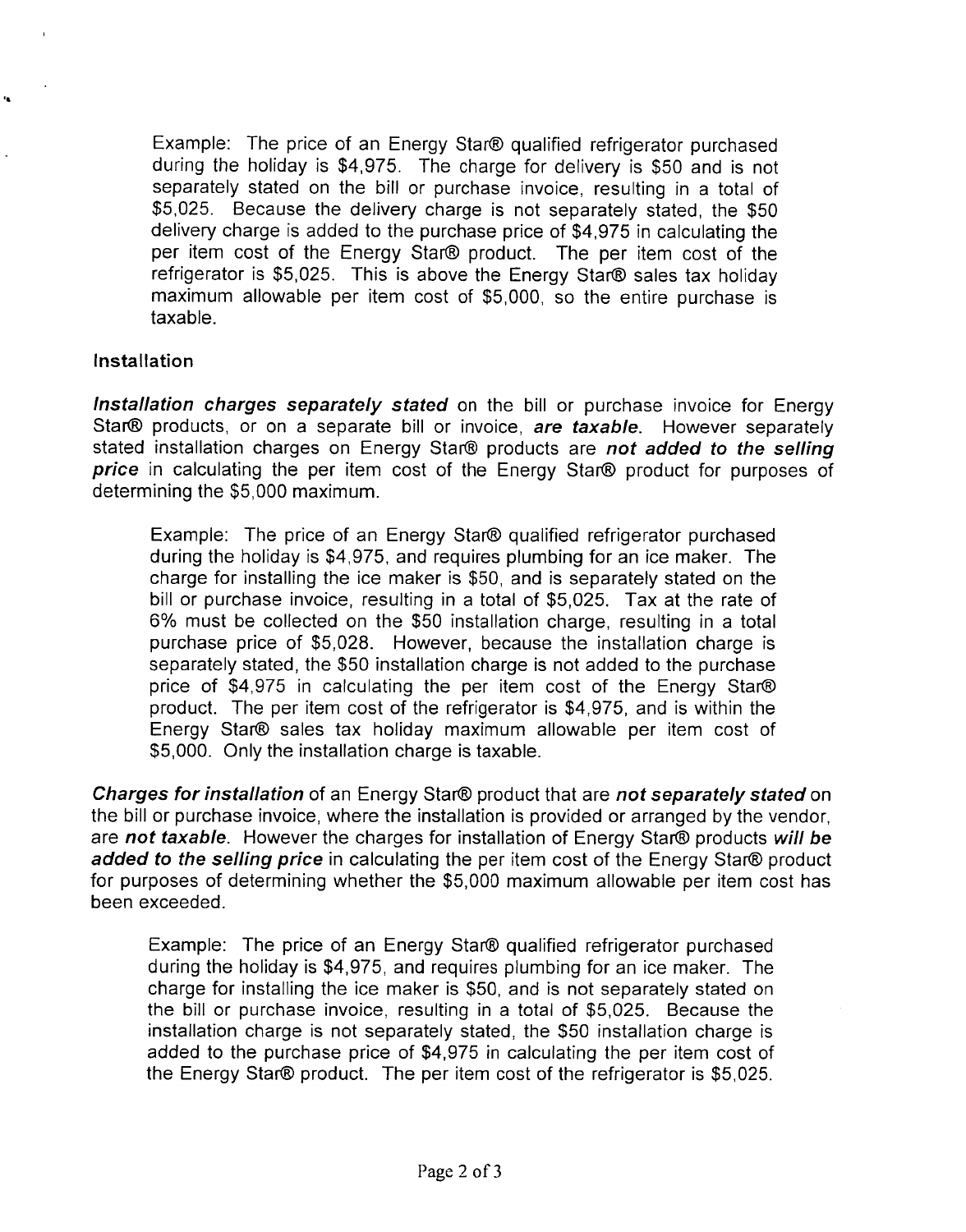Example: The price of an Energy Star® qualified refrigerator purchased during the holiday is $4,975. The charge for delivery is $50 and is not separately stated on the bill or purchase invoice, resulting in a total of $5,025. Because the delivery charge is not separately stated, the $50 delivery charge is added to the purchase price of $4,975 in calculating the per item cost of the Energy Star® product. The per item cost of the refrigerator is $5,025. This is above the Energy Star® sales tax holiday maximum allowable per item cost of $5,000, so the entire purchase is taxable.

### Installation

***Installation charges separately stated*** on the bill or purchase invoice for Energy Star® products, or on a separate bill or invoice, ***are taxable***. However separately stated installation charges on Energy Star® products are ***not added to the selling price*** in calculating the per item cost of the Energy Star® product for purposes of determining the $5,000 maximum.

Example: The price of an Energy Star® qualified refrigerator purchased during the holiday is $4,975, and requires plumbing for an ice maker. The charge for installing the ice maker is $50, and is separately stated on the bill or purchase invoice, resulting in a total of $5,025. Tax at the rate of 6% must be collected on the $50 installation charge, resulting in a total purchase price of $5,028. However, because the installation charge is separately stated, the $50 installation charge is not added to the purchase price of $4,975 in calculating the per item cost of the Energy Star® product. The per item cost of the refrigerator is $4,975, and is within the Energy Star® sales tax holiday maximum allowable per item cost of $5,000. Only the installation charge is taxable.

***Charges for installation*** of an Energy Star® product that are ***not separately stated*** on the bill or purchase invoice, where the installation is provided or arranged by the vendor, are ***not taxable***. However the charges for installation of Energy Star® products ***will be added to the selling price*** in calculating the per item cost of the Energy Star® product for purposes of determining whether the $5,000 maximum allowable per item cost has been exceeded.

Example: The price of an Energy Star® qualified refrigerator purchased during the holiday is $4,975, and requires plumbing for an ice maker. The charge for installing the ice maker is $50, and is not separately stated on the bill or purchase invoice, resulting in a total of $5,025. Because the installation charge is not separately stated, the $50 installation charge is added to the purchase price of $4,975 in calculating the per item cost of the Energy Star® product. The per item cost of the refrigerator is $5,025.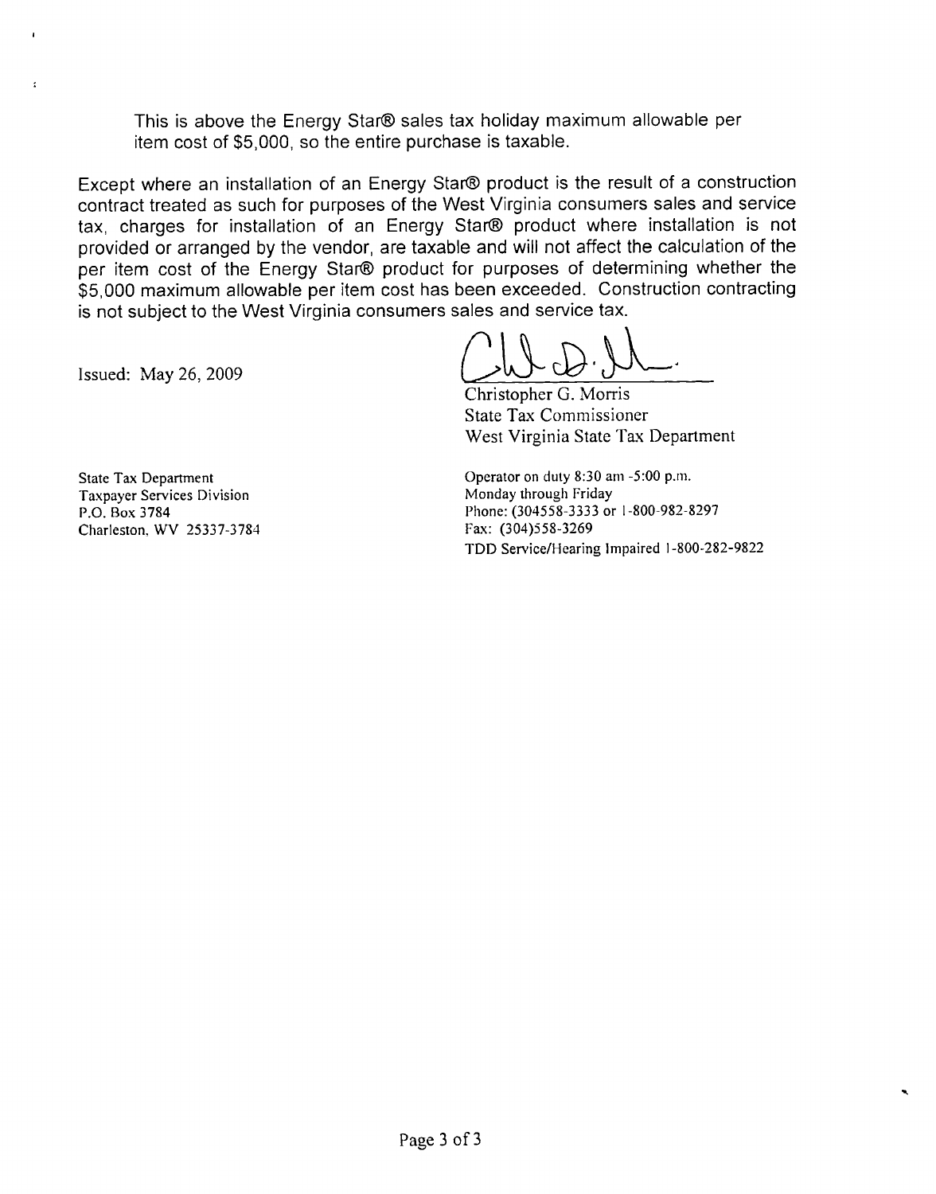This is above the Energy Star® sales tax holiday maximum allowable per item cost of $5,000, so the entire purchase is taxable.

Except where an installation of an Energy Star® product is the result of a construction contract treated as such for purposes of the West Virginia consumers sales and service tax, charges for installation of an Energy Star® product where installation is not provided or arranged by the vendor, are taxable and will not affect the calculation of the per item cost of the Energy Star® product for purposes of determining whether the $5,000 maximum allowable per item cost has been exceeded. Construction contracting is not subject to the West Virginia consumers sales and service tax.

Issued: May 26, 2009

Christopher G. Morris
State Tax Commissioner
West Virginia State Tax Department

State Tax Department
Taxpayer Services Division
P.O. Box 3784
Charleston, WV 25337-3784

Operator on duty 8:30 am -5:00 p.m.
Monday through Friday
Phone: (304558-3333 or 1-800-982-8297
Fax: (304)558-3269
TDD Service/Hearing Impaired 1-800-282-9822